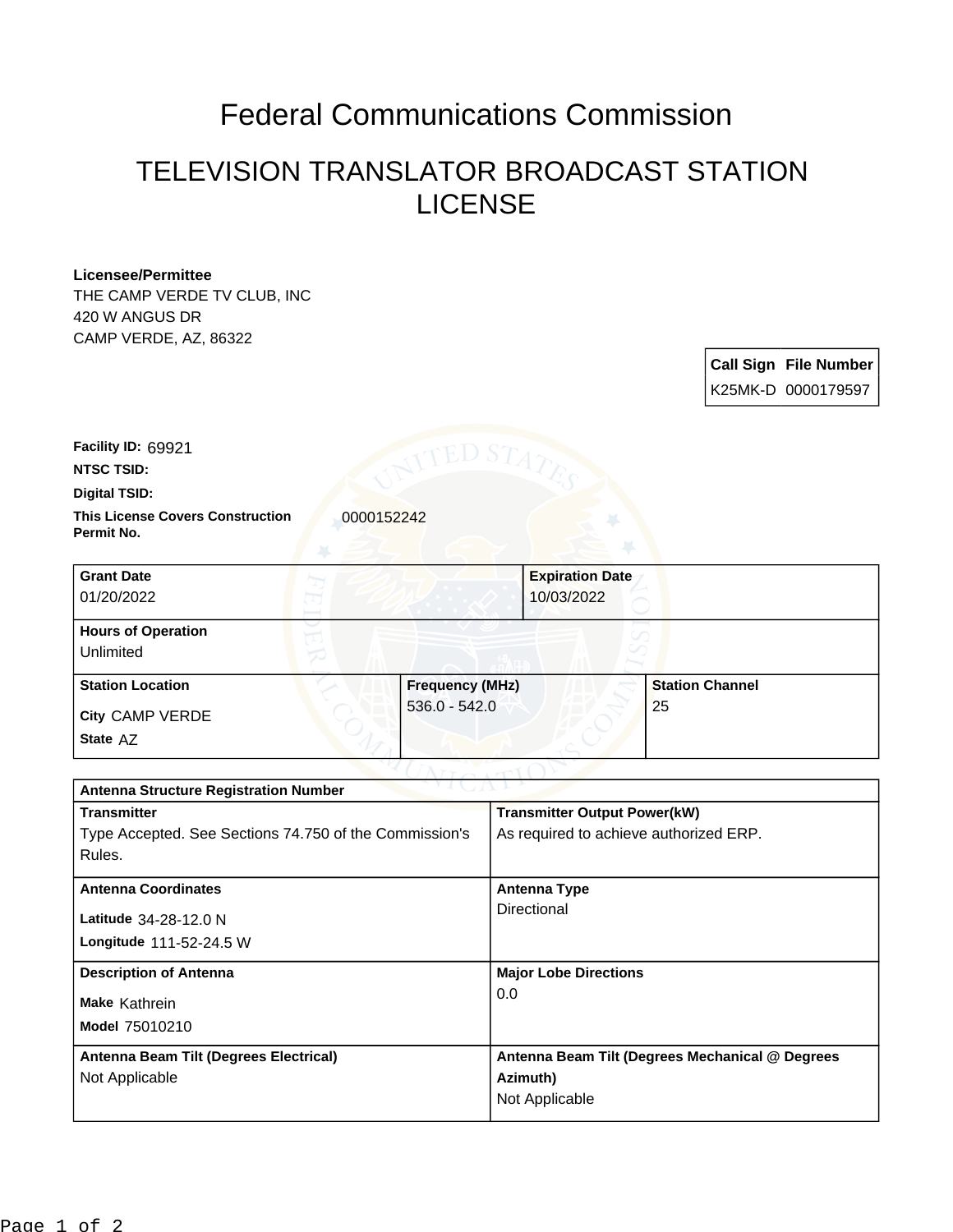# Federal Communications Commission

## TELEVISION TRANSLATOR BROADCAST STATION LICENSE

**Licensee/Permittee**
THE CAMP VERDE TV CLUB, INC
420 W ANGUS DR
CAMP VERDE, AZ, 86322

| Call Sign | File Number |
| --- | --- |
| K25MK-D | 0000179597 |

**Facility ID:** 69921

**NTSC TSID:**

**Digital TSID:**

**This License Covers Construction Permit No.** 0000152242

| Grant Date | Expiration Date |
| --- | --- |
| 01/20/2022 | 10/03/2022 |

| Hours of Operation |
| --- |
| Unlimited |

| Station Location | Frequency (MHz) | Station Channel |
| --- | --- | --- |
| City CAMP VERDE<br>State AZ | 536.0 - 542.0 | 25 |

| Antenna Structure Registration Number | |
| --- | --- |
| **Transmitter**<br>Type Accepted. See Sections 74.750 of the Commission's Rules. | **Transmitter Output Power(kW)**<br>As required to achieve authorized ERP. |
| **Antenna Coordinates**<br>Latitude 34-28-12.0 N<br>Longitude 111-52-24.5 W | **Antenna Type**<br>Directional |
| **Description of Antenna**<br>Make Kathrein<br>Model 75010210 | **Major Lobe Directions**<br>0.0 |
| **Antenna Beam Tilt (Degrees Electrical)**<br>Not Applicable | **Antenna Beam Tilt (Degrees Mechanical @ Degrees Azimuth)**<br>Not Applicable |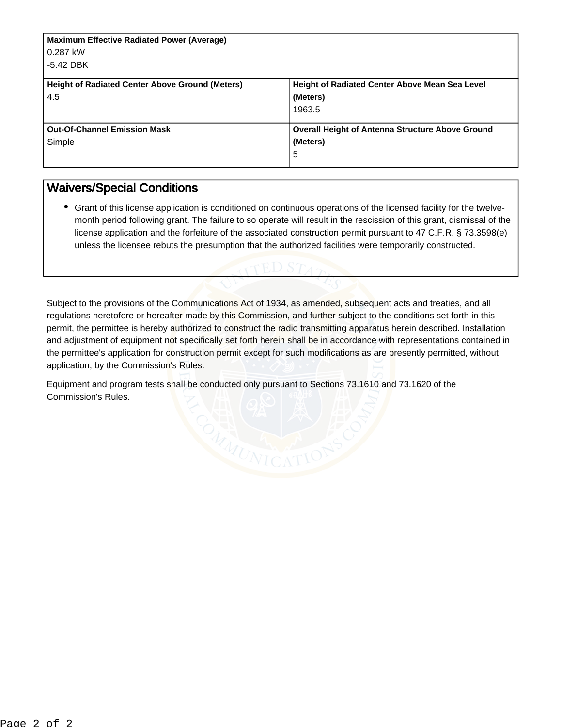| Maximum Effective Radiated Power (Average) | |
| --- | --- |
| 0.287 kW<br>-5.42 DBK | |
| **Height of Radiated Center Above Ground (Meters)**<br>4.5 | **Height of Radiated Center Above Mean Sea Level (Meters)**<br>1963.5 |
| **Out-Of-Channel Emission Mask**<br>Simple | **Overall Height of Antenna Structure Above Ground (Meters)**<br>5 |

## Waivers/Special Conditions

- Grant of this license application is conditioned on continuous operations of the licensed facility for the twelve-month period following grant. The failure to so operate will result in the rescission of this grant, dismissal of the license application and the forfeiture of the associated construction permit pursuant to 47 C.F.R. § 73.3598(e) unless the licensee rebuts the presumption that the authorized facilities were temporarily constructed.

Subject to the provisions of the Communications Act of 1934, as amended, subsequent acts and treaties, and all regulations heretofore or hereafter made by this Commission, and further subject to the conditions set forth in this permit, the permittee is hereby authorized to construct the radio transmitting apparatus herein described. Installation and adjustment of equipment not specifically set forth herein shall be in accordance with representations contained in the permittee's application for construction permit except for such modifications as are presently permitted, without application, by the Commission's Rules.

Equipment and program tests shall be conducted only pursuant to Sections 73.1610 and 73.1620 of the Commission's Rules.